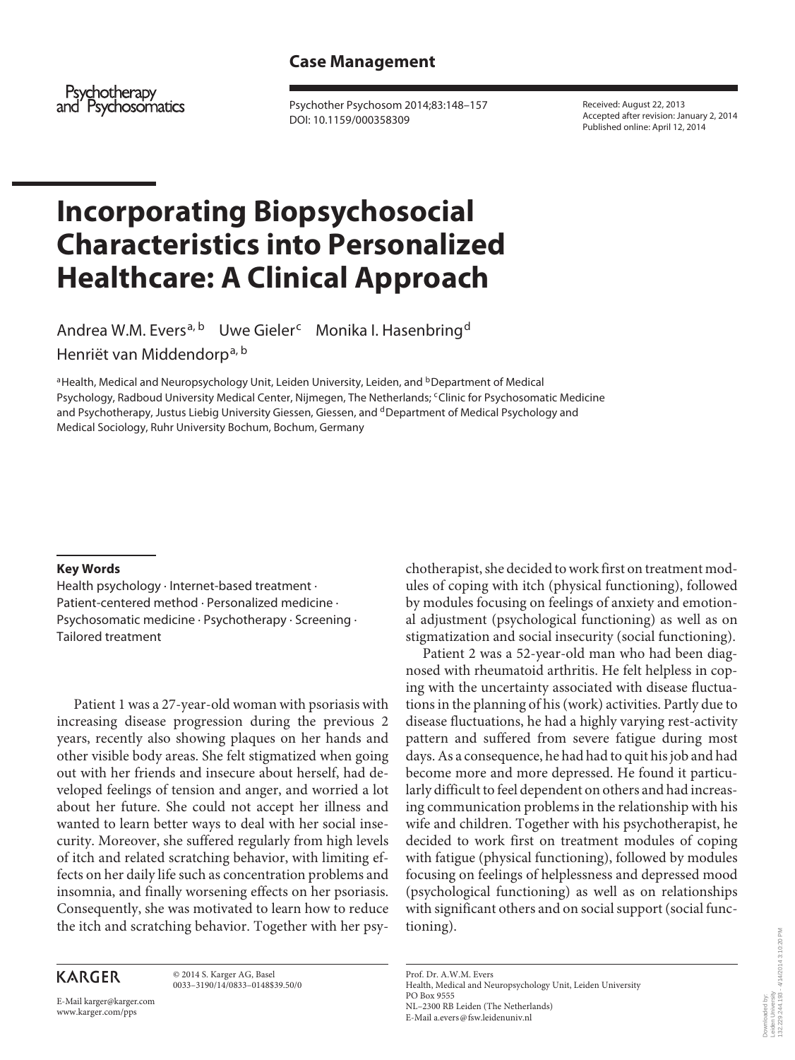**Case Management**

Psychotherapy and Psychosomatics

Psychother Psychosom 2014;83:148–157
DOI: 10.1159/000358309

Received: August 22, 2013
Accepted after revision: January 2, 2014
Published online: April 12, 2014

# Incorporating Biopsychosocial Characteristics into Personalized Healthcare: A Clinical Approach

Andrea W.M. Evers[a, b] Uwe Gieler[c] Monika I. Hasenbring[d] Henriët van Middendorp[a, b]

[a]Health, Medical and Neuropsychology Unit, Leiden University, Leiden, and [b]Department of Medical Psychology, Radboud University Medical Center, Nijmegen, The Netherlands; [c]Clinic for Psychosomatic Medicine and Psychotherapy, Justus Liebig University Giessen, Giessen, and [d]Department of Medical Psychology and Medical Sociology, Ruhr University Bochum, Bochum, Germany

**Key Words**

Health psychology · Internet-based treatment · Patient-centered method · Personalized medicine · Psychosomatic medicine · Psychotherapy · Screening · Tailored treatment

Patient 1 was a 27-year-old woman with psoriasis with increasing disease progression during the previous 2 years, recently also showing plaques on her hands and other visible body areas. She felt stigmatized when going out with her friends and insecure about herself, had developed feelings of tension and anger, and worried a lot about her future. She could not accept her illness and wanted to learn better ways to deal with her social insecurity. Moreover, she suffered regularly from high levels of itch and related scratching behavior, with limiting effects on her daily life such as concentration problems and insomnia, and finally worsening effects on her psoriasis. Consequently, she was motivated to learn how to reduce the itch and scratching behavior. Together with her psychotherapist, she decided to work first on treatment modules of coping with itch (physical functioning), followed by modules focusing on feelings of anxiety and emotional adjustment (psychological functioning) as well as on stigmatization and social insecurity (social functioning).

Patient 2 was a 52-year-old man who had been diagnosed with rheumatoid arthritis. He felt helpless in coping with the uncertainty associated with disease fluctuations in the planning of his (work) activities. Partly due to disease fluctuations, he had a highly varying rest-activity pattern and suffered from severe fatigue during most days. As a consequence, he had had to quit his job and had become more and more depressed. He found it particularly difficult to feel dependent on others and had increasing communication problems in the relationship with his wife and children. Together with his psychotherapist, he decided to work first on treatment modules of coping with fatigue (physical functioning), followed by modules focusing on feelings of helplessness and depressed mood (psychological functioning) as well as on relationships with significant others and on social support (social functioning).

KARGER
© 2014 S. Karger AG, Basel
0033–3190/14/0833–0148$39.50/0

E-Mail karger@karger.com
www.karger.com/pps

Prof. Dr. A.W.M. Evers
Health, Medical and Neuropsychology Unit, Leiden University
PO Box 9555
NL–2300 RB Leiden (The Netherlands)
E-Mail a.evers@fsw.leidenuniv.nl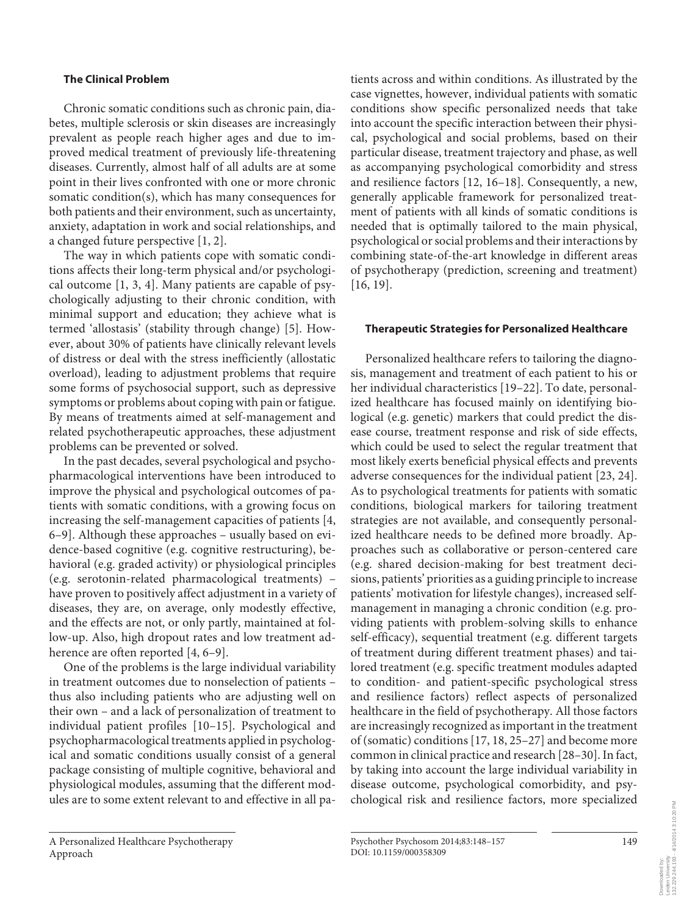## The Clinical Problem

Chronic somatic conditions such as chronic pain, diabetes, multiple sclerosis or skin diseases are increasingly prevalent as people reach higher ages and due to improved medical treatment of previously life-threatening diseases. Currently, almost half of all adults are at some point in their lives confronted with one or more chronic somatic condition(s), which has many consequences for both patients and their environment, such as uncertainty, anxiety, adaptation in work and social relationships, and a changed future perspective [1, 2].

The way in which patients cope with somatic conditions affects their long-term physical and/or psychological outcome [1, 3, 4]. Many patients are capable of psychologically adjusting to their chronic condition, with minimal support and education; they achieve what is termed 'allostasis' (stability through change) [5]. However, about 30% of patients have clinically relevant levels of distress or deal with the stress inefficiently (allostatic overload), leading to adjustment problems that require some forms of psychosocial support, such as depressive symptoms or problems about coping with pain or fatigue. By means of treatments aimed at self-management and related psychotherapeutic approaches, these adjustment problems can be prevented or solved.

In the past decades, several psychological and psychopharmacological interventions have been introduced to improve the physical and psychological outcomes of patients with somatic conditions, with a growing focus on increasing the self-management capacities of patients [4, 6–9]. Although these approaches – usually based on evidence-based cognitive (e.g. cognitive restructuring), behavioral (e.g. graded activity) or physiological principles (e.g. serotonin-related pharmacological treatments) – have proven to positively affect adjustment in a variety of diseases, they are, on average, only modestly effective, and the effects are not, or only partly, maintained at follow-up. Also, high dropout rates and low treatment adherence are often reported [4, 6–9].

One of the problems is the large individual variability in treatment outcomes due to nonselection of patients – thus also including patients who are adjusting well on their own – and a lack of personalization of treatment to individual patient profiles [10–15]. Psychological and psychopharmacological treatments applied in psychological and somatic conditions usually consist of a general package consisting of multiple cognitive, behavioral and physiological modules, assuming that the different modules are to some extent relevant to and effective in all patients across and within conditions. As illustrated by the case vignettes, however, individual patients with somatic conditions show specific personalized needs that take into account the specific interaction between their physical, psychological and social problems, based on their particular disease, treatment trajectory and phase, as well as accompanying psychological comorbidity and stress and resilience factors [12, 16–18]. Consequently, a new, generally applicable framework for personalized treatment of patients with all kinds of somatic conditions is needed that is optimally tailored to the main physical, psychological or social problems and their interactions by combining state-of-the-art knowledge in different areas of psychotherapy (prediction, screening and treatment) [16, 19].

## Therapeutic Strategies for Personalized Healthcare

Personalized healthcare refers to tailoring the diagnosis, management and treatment of each patient to his or her individual characteristics [19–22]. To date, personalized healthcare has focused mainly on identifying biological (e.g. genetic) markers that could predict the disease course, treatment response and risk of side effects, which could be used to select the regular treatment that most likely exerts beneficial physical effects and prevents adverse consequences for the individual patient [23, 24]. As to psychological treatments for patients with somatic conditions, biological markers for tailoring treatment strategies are not available, and consequently personalized healthcare needs to be defined more broadly. Approaches such as collaborative or person-centered care (e.g. shared decision-making for best treatment decisions, patients' priorities as a guiding principle to increase patients' motivation for lifestyle changes), increased self-management in managing a chronic condition (e.g. providing patients with problem-solving skills to enhance self-efficacy), sequential treatment (e.g. different targets of treatment during different treatment phases) and tailored treatment (e.g. specific treatment modules adapted to condition- and patient-specific psychological stress and resilience factors) reflect aspects of personalized healthcare in the field of psychotherapy. All those factors are increasingly recognized as important in the treatment of (somatic) conditions [17, 18, 25–27] and become more common in clinical practice and research [28–30]. In fact, by taking into account the large individual variability in disease outcome, psychological comorbidity, and psychological risk and resilience factors, more specialized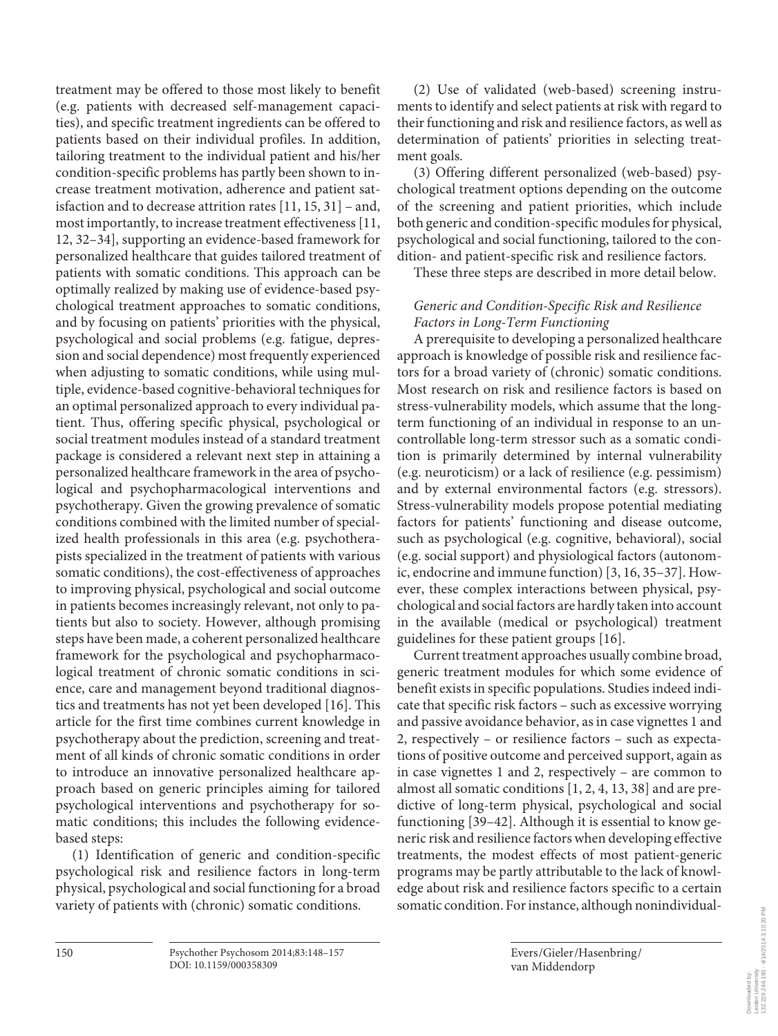treatment may be offered to those most likely to benefit (e.g. patients with decreased self-management capacities), and specific treatment ingredients can be offered to patients based on their individual profiles. In addition, tailoring treatment to the individual patient and his/her condition-specific problems has partly been shown to increase treatment motivation, adherence and patient satisfaction and to decrease attrition rates [11, 15, 31] – and, most importantly, to increase treatment effectiveness [11, 12, 32–34], supporting an evidence-based framework for personalized healthcare that guides tailored treatment of patients with somatic conditions. This approach can be optimally realized by making use of evidence-based psychological treatment approaches to somatic conditions, and by focusing on patients' priorities with the physical, psychological and social problems (e.g. fatigue, depression and social dependence) most frequently experienced when adjusting to somatic conditions, while using multiple, evidence-based cognitive-behavioral techniques for an optimal personalized approach to every individual patient. Thus, offering specific physical, psychological or social treatment modules instead of a standard treatment package is considered a relevant next step in attaining a personalized healthcare framework in the area of psychological and psychopharmacological interventions and psychotherapy. Given the growing prevalence of somatic conditions combined with the limited number of specialized health professionals in this area (e.g. psychotherapists specialized in the treatment of patients with various somatic conditions), the cost-effectiveness of approaches to improving physical, psychological and social outcome in patients becomes increasingly relevant, not only to patients but also to society. However, although promising steps have been made, a coherent personalized healthcare framework for the psychological and psychopharmacological treatment of chronic somatic conditions in science, care and management beyond traditional diagnostics and treatments has not yet been developed [16]. This article for the first time combines current knowledge in psychotherapy about the prediction, screening and treatment of all kinds of chronic somatic conditions in order to introduce an innovative personalized healthcare approach based on generic principles aiming for tailored psychological interventions and psychotherapy for somatic conditions; this includes the following evidence-based steps:

(1) Identification of generic and condition-specific psychological risk and resilience factors in long-term physical, psychological and social functioning for a broad variety of patients with (chronic) somatic conditions.

(2) Use of validated (web-based) screening instruments to identify and select patients at risk with regard to their functioning and risk and resilience factors, as well as determination of patients' priorities in selecting treatment goals.

(3) Offering different personalized (web-based) psychological treatment options depending on the outcome of the screening and patient priorities, which include both generic and condition-specific modules for physical, psychological and social functioning, tailored to the condition- and patient-specific risk and resilience factors.

These three steps are described in more detail below.

### *Generic and Condition-Specific Risk and Resilience Factors in Long-Term Functioning*

A prerequisite to developing a personalized healthcare approach is knowledge of possible risk and resilience factors for a broad variety of (chronic) somatic conditions. Most research on risk and resilience factors is based on stress-vulnerability models, which assume that the long-term functioning of an individual in response to an uncontrollable long-term stressor such as a somatic condition is primarily determined by internal vulnerability (e.g. neuroticism) or a lack of resilience (e.g. pessimism) and by external environmental factors (e.g. stressors). Stress-vulnerability models propose potential mediating factors for patients' functioning and disease outcome, such as psychological (e.g. cognitive, behavioral), social (e.g. social support) and physiological factors (autonomic, endocrine and immune function) [3, 16, 35–37]. However, these complex interactions between physical, psychological and social factors are hardly taken into account in the available (medical or psychological) treatment guidelines for these patient groups [16].

Current treatment approaches usually combine broad, generic treatment modules for which some evidence of benefit exists in specific populations. Studies indeed indicate that specific risk factors – such as excessive worrying and passive avoidance behavior, as in case vignettes 1 and 2, respectively – or resilience factors – such as expectations of positive outcome and perceived support, again as in case vignettes 1 and 2, respectively – are common to almost all somatic conditions [1, 2, 4, 13, 38] and are predictive of long-term physical, psychological and social functioning [39–42]. Although it is essential to know generic risk and resilience factors when developing effective treatments, the modest effects of most patient-generic programs may be partly attributable to the lack of knowledge about risk and resilience factors specific to a certain somatic condition. For instance, although nonindividual-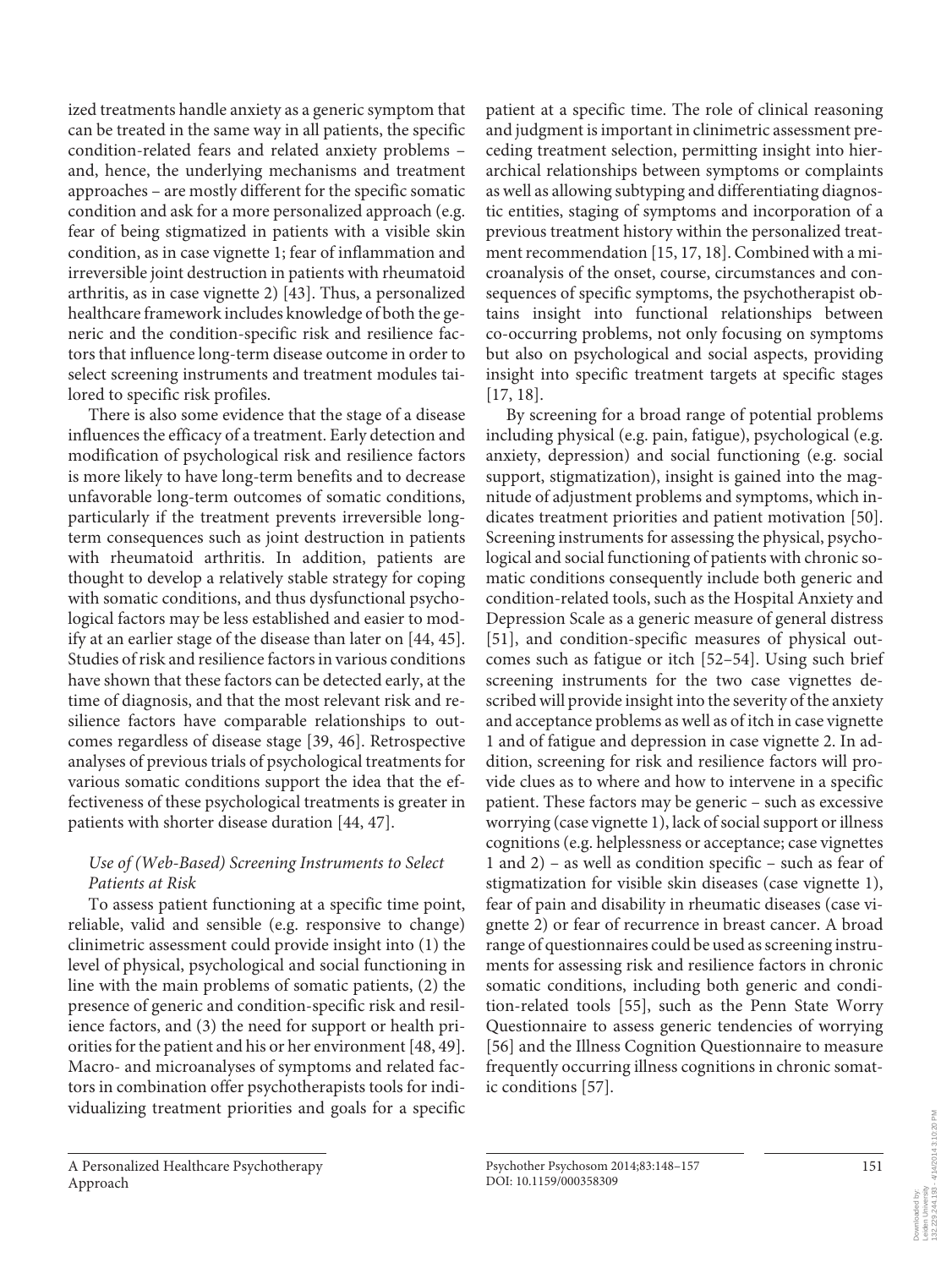ized treatments handle anxiety as a generic symptom that can be treated in the same way in all patients, the specific condition-related fears and related anxiety problems – and, hence, the underlying mechanisms and treatment approaches – are mostly different for the specific somatic condition and ask for a more personalized approach (e.g. fear of being stigmatized in patients with a visible skin condition, as in case vignette 1; fear of inflammation and irreversible joint destruction in patients with rheumatoid arthritis, as in case vignette 2) [43]. Thus, a personalized healthcare framework includes knowledge of both the generic and the condition-specific risk and resilience factors that influence long-term disease outcome in order to select screening instruments and treatment modules tailored to specific risk profiles.

There is also some evidence that the stage of a disease influences the efficacy of a treatment. Early detection and modification of psychological risk and resilience factors is more likely to have long-term benefits and to decrease unfavorable long-term outcomes of somatic conditions, particularly if the treatment prevents irreversible long-term consequences such as joint destruction in patients with rheumatoid arthritis. In addition, patients are thought to develop a relatively stable strategy for coping with somatic conditions, and thus dysfunctional psychological factors may be less established and easier to modify at an earlier stage of the disease than later on [44, 45]. Studies of risk and resilience factors in various conditions have shown that these factors can be detected early, at the time of diagnosis, and that the most relevant risk and resilience factors have comparable relationships to outcomes regardless of disease stage [39, 46]. Retrospective analyses of previous trials of psychological treatments for various somatic conditions support the idea that the effectiveness of these psychological treatments is greater in patients with shorter disease duration [44, 47].

### *Use of (Web-Based) Screening Instruments to Select Patients at Risk*

To assess patient functioning at a specific time point, reliable, valid and sensible (e.g. responsive to change) clinimetric assessment could provide insight into (1) the level of physical, psychological and social functioning in line with the main problems of somatic patients, (2) the presence of generic and condition-specific risk and resilience factors, and (3) the need for support or health priorities for the patient and his or her environment [48, 49]. Macro- and microanalyses of symptoms and related factors in combination offer psychotherapists tools for individualizing treatment priorities and goals for a specific patient at a specific time. The role of clinical reasoning and judgment is important in clinimetric assessment preceding treatment selection, permitting insight into hierarchical relationships between symptoms or complaints as well as allowing subtyping and differentiating diagnostic entities, staging of symptoms and incorporation of a previous treatment history within the personalized treatment recommendation [15, 17, 18]. Combined with a microanalysis of the onset, course, circumstances and consequences of specific symptoms, the psychotherapist obtains insight into functional relationships between co-occurring problems, not only focusing on symptoms but also on psychological and social aspects, providing insight into specific treatment targets at specific stages [17, 18].

By screening for a broad range of potential problems including physical (e.g. pain, fatigue), psychological (e.g. anxiety, depression) and social functioning (e.g. social support, stigmatization), insight is gained into the magnitude of adjustment problems and symptoms, which indicates treatment priorities and patient motivation [50]. Screening instruments for assessing the physical, psychological and social functioning of patients with chronic somatic conditions consequently include both generic and condition-related tools, such as the Hospital Anxiety and Depression Scale as a generic measure of general distress [51], and condition-specific measures of physical outcomes such as fatigue or itch [52–54]. Using such brief screening instruments for the two case vignettes described will provide insight into the severity of the anxiety and acceptance problems as well as of itch in case vignette 1 and of fatigue and depression in case vignette 2. In addition, screening for risk and resilience factors will provide clues as to where and how to intervene in a specific patient. These factors may be generic – such as excessive worrying (case vignette 1), lack of social support or illness cognitions (e.g. helplessness or acceptance; case vignettes 1 and 2) – as well as condition specific – such as fear of stigmatization for visible skin diseases (case vignette 1), fear of pain and disability in rheumatic diseases (case vignette 2) or fear of recurrence in breast cancer. A broad range of questionnaires could be used as screening instruments for assessing risk and resilience factors in chronic somatic conditions, including both generic and condition-related tools [55], such as the Penn State Worry Questionnaire to assess generic tendencies of worrying [56] and the Illness Cognition Questionnaire to measure frequently occurring illness cognitions in chronic somatic conditions [57].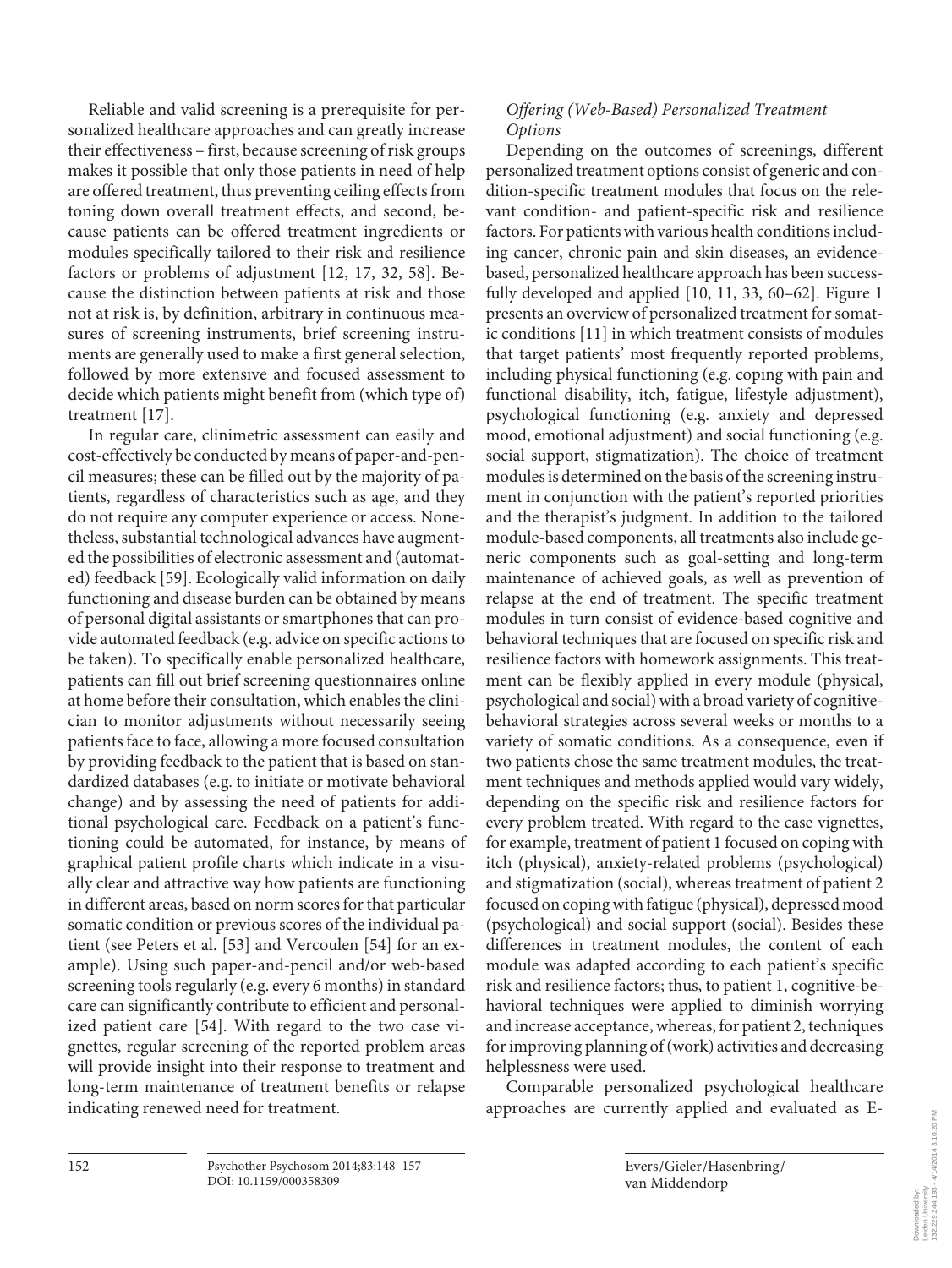Reliable and valid screening is a prerequisite for personalized healthcare approaches and can greatly increase their effectiveness – first, because screening of risk groups makes it possible that only those patients in need of help are offered treatment, thus preventing ceiling effects from toning down overall treatment effects, and second, because patients can be offered treatment ingredients or modules specifically tailored to their risk and resilience factors or problems of adjustment [12, 17, 32, 58]. Because the distinction between patients at risk and those not at risk is, by definition, arbitrary in continuous measures of screening instruments, brief screening instruments are generally used to make a first general selection, followed by more extensive and focused assessment to decide which patients might benefit from (which type of) treatment [17].

In regular care, clinimetric assessment can easily and cost-effectively be conducted by means of paper-and-pencil measures; these can be filled out by the majority of patients, regardless of characteristics such as age, and they do not require any computer experience or access. Nonetheless, substantial technological advances have augmented the possibilities of electronic assessment and (automated) feedback [59]. Ecologically valid information on daily functioning and disease burden can be obtained by means of personal digital assistants or smartphones that can provide automated feedback (e.g. advice on specific actions to be taken). To specifically enable personalized healthcare, patients can fill out brief screening questionnaires online at home before their consultation, which enables the clinician to monitor adjustments without necessarily seeing patients face to face, allowing a more focused consultation by providing feedback to the patient that is based on standardized databases (e.g. to initiate or motivate behavioral change) and by assessing the need of patients for additional psychological care. Feedback on a patient's functioning could be automated, for instance, by means of graphical patient profile charts which indicate in a visually clear and attractive way how patients are functioning in different areas, based on norm scores for that particular somatic condition or previous scores of the individual patient (see Peters et al. [53] and Vercoulen [54] for an example). Using such paper-and-pencil and/or web-based screening tools regularly (e.g. every 6 months) in standard care can significantly contribute to efficient and personalized patient care [54]. With regard to the two case vignettes, regular screening of the reported problem areas will provide insight into their response to treatment and long-term maintenance of treatment benefits or relapse indicating renewed need for treatment.

*Offering (Web-Based) Personalized Treatment Options*

Depending on the outcomes of screenings, different personalized treatment options consist of generic and condition-specific treatment modules that focus on the relevant condition- and patient-specific risk and resilience factors. For patients with various health conditions including cancer, chronic pain and skin diseases, an evidence-based, personalized healthcare approach has been successfully developed and applied [10, 11, 33, 60–62]. Figure 1 presents an overview of personalized treatment for somatic conditions [11] in which treatment consists of modules that target patients' most frequently reported problems, including physical functioning (e.g. coping with pain and functional disability, itch, fatigue, lifestyle adjustment), psychological functioning (e.g. anxiety and depressed mood, emotional adjustment) and social functioning (e.g. social support, stigmatization). The choice of treatment modules is determined on the basis of the screening instrument in conjunction with the patient's reported priorities and the therapist's judgment. In addition to the tailored module-based components, all treatments also include generic components such as goal-setting and long-term maintenance of achieved goals, as well as prevention of relapse at the end of treatment. The specific treatment modules in turn consist of evidence-based cognitive and behavioral techniques that are focused on specific risk and resilience factors with homework assignments. This treatment can be flexibly applied in every module (physical, psychological and social) with a broad variety of cognitive-behavioral strategies across several weeks or months to a variety of somatic conditions. As a consequence, even if two patients chose the same treatment modules, the treatment techniques and methods applied would vary widely, depending on the specific risk and resilience factors for every problem treated. With regard to the case vignettes, for example, treatment of patient 1 focused on coping with itch (physical), anxiety-related problems (psychological) and stigmatization (social), whereas treatment of patient 2 focused on coping with fatigue (physical), depressed mood (psychological) and social support (social). Besides these differences in treatment modules, the content of each module was adapted according to each patient's specific risk and resilience factors; thus, to patient 1, cognitive-behavioral techniques were applied to diminish worrying and increase acceptance, whereas, for patient 2, techniques for improving planning of (work) activities and decreasing helplessness were used.

Comparable personalized psychological healthcare approaches are currently applied and evaluated as E-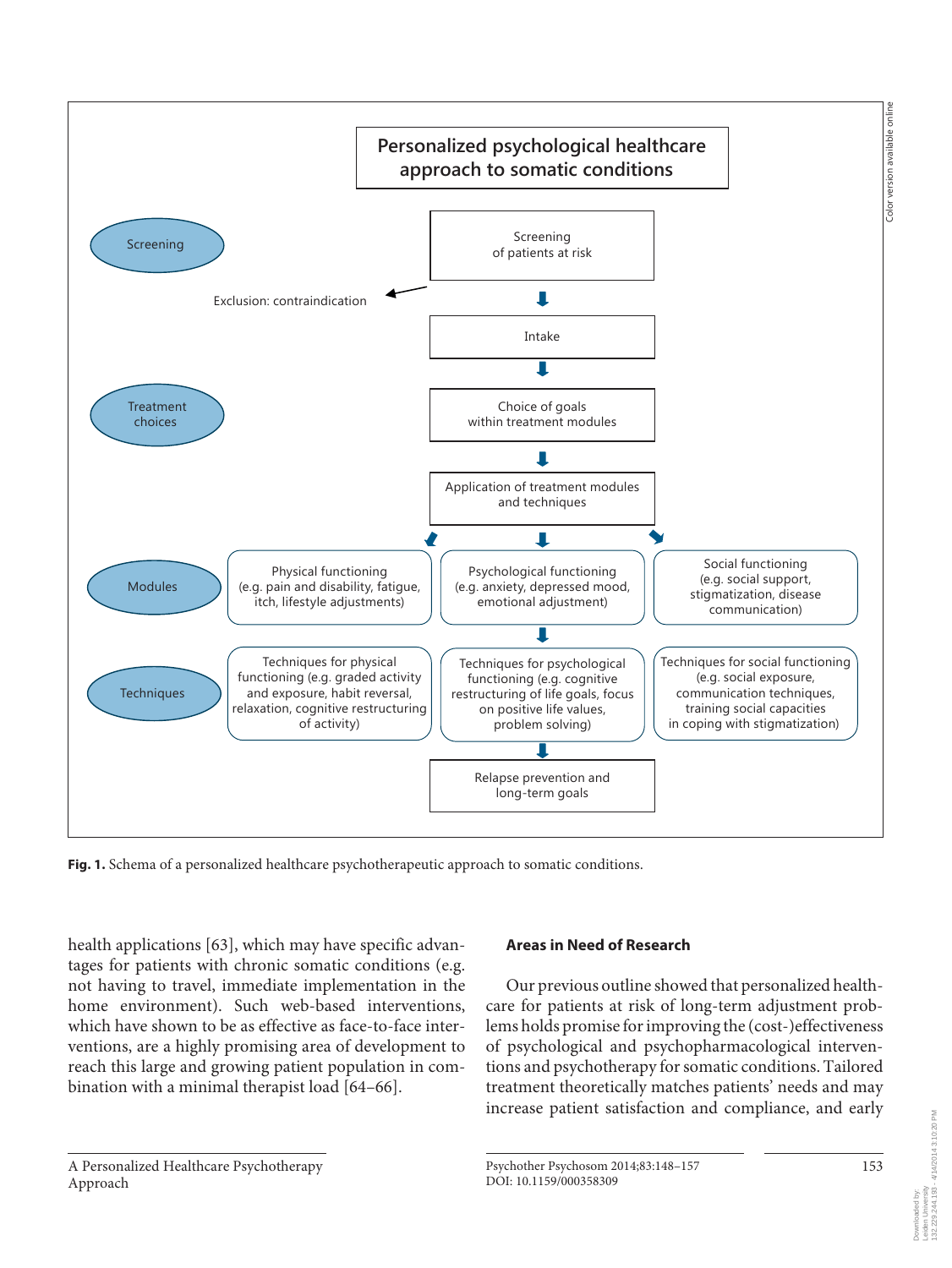**Personalized psychological healthcare approach to somatic conditions**

- **Screening**
  - Screening of patients at risk
  - Exclusion: contraindication
  - Intake
- **Treatment choices**
  - Choice of goals within treatment modules
  - Application of treatment modules and techniques
- **Modules**
  - Physical functioning (e.g. pain and disability, fatigue, itch, lifestyle adjustments)
  - Psychological functioning (e.g. anxiety, depressed mood, emotional adjustment)
  - Social functioning (e.g. social support, stigmatization, disease communication)
- **Techniques**
  - Techniques for physical functioning (e.g. graded activity and exposure, habit reversal, relaxation, cognitive restructuring of activity)
  - Techniques for psychological functioning (e.g. cognitive restructuring of life goals, focus on positive life values, problem solving)
  - Techniques for social functioning (e.g. social exposure, communication techniques, training social capacities in coping with stigmatization)
- Relapse prevention and long-term goals

**Fig. 1.** Schema of a personalized healthcare psychotherapeutic approach to somatic conditions.

health applications [63], which may have specific advantages for patients with chronic somatic conditions (e.g. not having to travel, immediate implementation in the home environment). Such web-based interventions, which have shown to be as effective as face-to-face interventions, are a highly promising area of development to reach this large and growing patient population in combination with a minimal therapist load [64–66].

## Areas in Need of Research

Our previous outline showed that personalized healthcare for patients at risk of long-term adjustment problems holds promise for improving the (cost-)effectiveness of psychological and psychopharmacological interventions and psychotherapy for somatic conditions. Tailored treatment theoretically matches patients' needs and may increase patient satisfaction and compliance, and early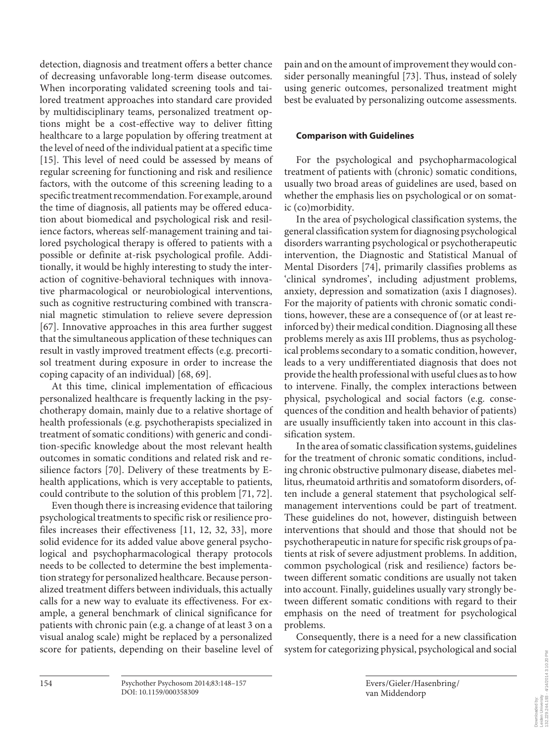detection, diagnosis and treatment offers a better chance of decreasing unfavorable long-term disease outcomes. When incorporating validated screening tools and tailored treatment approaches into standard care provided by multidisciplinary teams, personalized treatment options might be a cost-effective way to deliver fitting healthcare to a large population by offering treatment at the level of need of the individual patient at a specific time [15]. This level of need could be assessed by means of regular screening for functioning and risk and resilience factors, with the outcome of this screening leading to a specific treatment recommendation. For example, around the time of diagnosis, all patients may be offered education about biomedical and psychological risk and resilience factors, whereas self-management training and tailored psychological therapy is offered to patients with a possible or definite at-risk psychological profile. Additionally, it would be highly interesting to study the interaction of cognitive-behavioral techniques with innovative pharmacological or neurobiological interventions, such as cognitive restructuring combined with transcranial magnetic stimulation to relieve severe depression [67]. Innovative approaches in this area further suggest that the simultaneous application of these techniques can result in vastly improved treatment effects (e.g. precortisol treatment during exposure in order to increase the coping capacity of an individual) [68, 69].

At this time, clinical implementation of efficacious personalized healthcare is frequently lacking in the psychotherapy domain, mainly due to a relative shortage of health professionals (e.g. psychotherapists specialized in treatment of somatic conditions) with generic and condition-specific knowledge about the most relevant health outcomes in somatic conditions and related risk and resilience factors [70]. Delivery of these treatments by E-health applications, which is very acceptable to patients, could contribute to the solution of this problem [71, 72].

Even though there is increasing evidence that tailoring psychological treatments to specific risk or resilience profiles increases their effectiveness [11, 12, 32, 33], more solid evidence for its added value above general psychological and psychopharmacological therapy protocols needs to be collected to determine the best implementation strategy for personalized healthcare. Because personalized treatment differs between individuals, this actually calls for a new way to evaluate its effectiveness. For example, a general benchmark of clinical significance for patients with chronic pain (e.g. a change of at least 3 on a visual analog scale) might be replaced by a personalized score for patients, depending on their baseline level of pain and on the amount of improvement they would consider personally meaningful [73]. Thus, instead of solely using generic outcomes, personalized treatment might best be evaluated by personalizing outcome assessments.

### Comparison with Guidelines

For the psychological and psychopharmacological treatment of patients with (chronic) somatic conditions, usually two broad areas of guidelines are used, based on whether the emphasis lies on psychological or on somatic (co)morbidity.

In the area of psychological classification systems, the general classification system for diagnosing psychological disorders warranting psychological or psychotherapeutic intervention, the Diagnostic and Statistical Manual of Mental Disorders [74], primarily classifies problems as 'clinical syndromes', including adjustment problems, anxiety, depression and somatization (axis I diagnoses). For the majority of patients with chronic somatic conditions, however, these are a consequence of (or at least reinforced by) their medical condition. Diagnosing all these problems merely as axis III problems, thus as psychological problems secondary to a somatic condition, however, leads to a very undifferentiated diagnosis that does not provide the health professional with useful clues as to how to intervene. Finally, the complex interactions between physical, psychological and social factors (e.g. consequences of the condition and health behavior of patients) are usually insufficiently taken into account in this classification system.

In the area of somatic classification systems, guidelines for the treatment of chronic somatic conditions, including chronic obstructive pulmonary disease, diabetes mellitus, rheumatoid arthritis and somatoform disorders, often include a general statement that psychological self-management interventions could be part of treatment. These guidelines do not, however, distinguish between interventions that should and those that should not be psychotherapeutic in nature for specific risk groups of patients at risk of severe adjustment problems. In addition, common psychological (risk and resilience) factors between different somatic conditions are usually not taken into account. Finally, guidelines usually vary strongly between different somatic conditions with regard to their emphasis on the need of treatment for psychological problems.

Consequently, there is a need for a new classification system for categorizing physical, psychological and social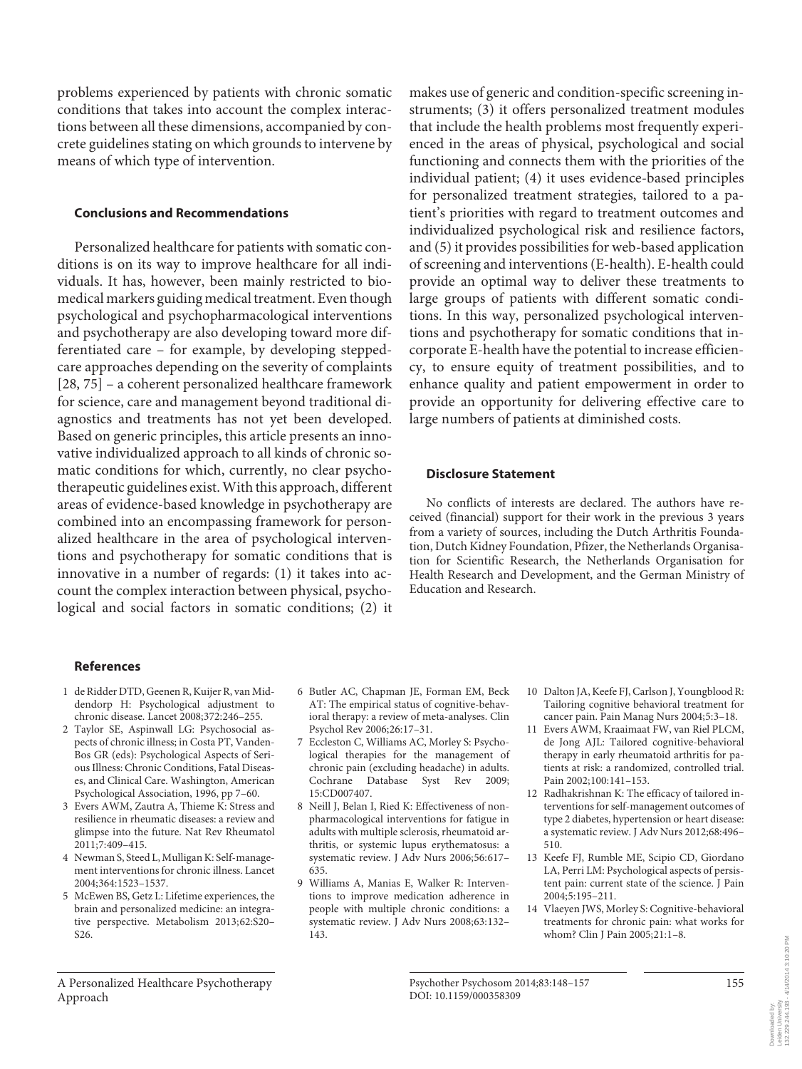problems experienced by patients with chronic somatic conditions that takes into account the complex interactions between all these dimensions, accompanied by concrete guidelines stating on which grounds to intervene by means of which type of intervention.

## Conclusions and Recommendations

Personalized healthcare for patients with somatic conditions is on its way to improve healthcare for all individuals. It has, however, been mainly restricted to biomedical markers guiding medical treatment. Even though psychological and psychopharmacological interventions and psychotherapy are also developing toward more differentiated care – for example, by developing stepped-care approaches depending on the severity of complaints [28, 75] – a coherent personalized healthcare framework for science, care and management beyond traditional diagnostics and treatments has not yet been developed. Based on generic principles, this article presents an innovative individualized approach to all kinds of chronic somatic conditions for which, currently, no clear psychotherapeutic guidelines exist. With this approach, different areas of evidence-based knowledge in psychotherapy are combined into an encompassing framework for personalized healthcare in the area of psychological interventions and psychotherapy for somatic conditions that is innovative in a number of regards: (1) it takes into account the complex interaction between physical, psychological and social factors in somatic conditions; (2) it makes use of generic and condition-specific screening instruments; (3) it offers personalized treatment modules that include the health problems most frequently experienced in the areas of physical, psychological and social functioning and connects them with the priorities of the individual patient; (4) it uses evidence-based principles for personalized treatment strategies, tailored to a patient's priorities with regard to treatment outcomes and individualized psychological risk and resilience factors, and (5) it provides possibilities for web-based application of screening and interventions (E-health). E-health could provide an optimal way to deliver these treatments to large groups of patients with different somatic conditions. In this way, personalized psychological interventions and psychotherapy for somatic conditions that incorporate E-health have the potential to increase efficiency, to ensure equity of treatment possibilities, and to enhance quality and patient empowerment in order to provide an opportunity for delivering effective care to large numbers of patients at diminished costs.

## Disclosure Statement

No conflicts of interests are declared. The authors have received (financial) support for their work in the previous 3 years from a variety of sources, including the Dutch Arthritis Foundation, Dutch Kidney Foundation, Pfizer, the Netherlands Organisation for Scientific Research, the Netherlands Organisation for Health Research and Development, and the German Ministry of Education and Research.

## References

1. de Ridder DTD, Geenen R, Kuijer R, van Middendorp H: Psychological adjustment to chronic disease. Lancet 2008;372:246–255.
2. Taylor SE, Aspinwall LG: Psychosocial aspects of chronic illness; in Costa PT, VandenBos GR (eds): Psychological Aspects of Serious Illness: Chronic Conditions, Fatal Diseases, and Clinical Care. Washington, American Psychological Association, 1996, pp 7–60.
3. Evers AWM, Zautra A, Thieme K: Stress and resilience in rheumatic diseases: a review and glimpse into the future. Nat Rev Rheumatol 2011;7:409–415.
4. Newman S, Steed L, Mulligan K: Self-management interventions for chronic illness. Lancet 2004;364:1523–1537.
5. McEwen BS, Getz L: Lifetime experiences, the brain and personalized medicine: an integrative perspective. Metabolism 2013;62:S20–S26.
6. Butler AC, Chapman JE, Forman EM, Beck AT: The empirical status of cognitive-behavioral therapy: a review of meta-analyses. Clin Psychol Rev 2006;26:17–31.
7. Eccleston C, Williams AC, Morley S: Psychological therapies for the management of chronic pain (excluding headache) in adults. Cochrane Database Syst Rev 2009; 15:CD007407.
8. Neill J, Belan I, Ried K: Effectiveness of non-pharmacological interventions for fatigue in adults with multiple sclerosis, rheumatoid arthritis, or systemic lupus erythematosus: a systematic review. J Adv Nurs 2006;56:617–635.
9. Williams A, Manias E, Walker R: Interventions to improve medication adherence in people with multiple chronic conditions: a systematic review. J Adv Nurs 2008;63:132–143.
10. Dalton JA, Keefe FJ, Carlson J, Youngblood R: Tailoring cognitive behavioral treatment for cancer pain. Pain Manag Nurs 2004;5:3–18.
11. Evers AWM, Kraaimaat FW, van Riel PLCM, de Jong AJL: Tailored cognitive-behavioral therapy in early rheumatoid arthritis for patients at risk: a randomized, controlled trial. Pain 2002;100:141–153.
12. Radhakrishnan K: The efficacy of tailored interventions for self-management outcomes of type 2 diabetes, hypertension or heart disease: a systematic review. J Adv Nurs 2012;68:496–510.
13. Keefe FJ, Rumble ME, Scipio CD, Giordano LA, Perri LM: Psychological aspects of persistent pain: current state of the science. J Pain 2004;5:195–211.
14. Vlaeyen JWS, Morley S: Cognitive-behavioral treatments for chronic pain: what works for whom? Clin J Pain 2005;21:1–8.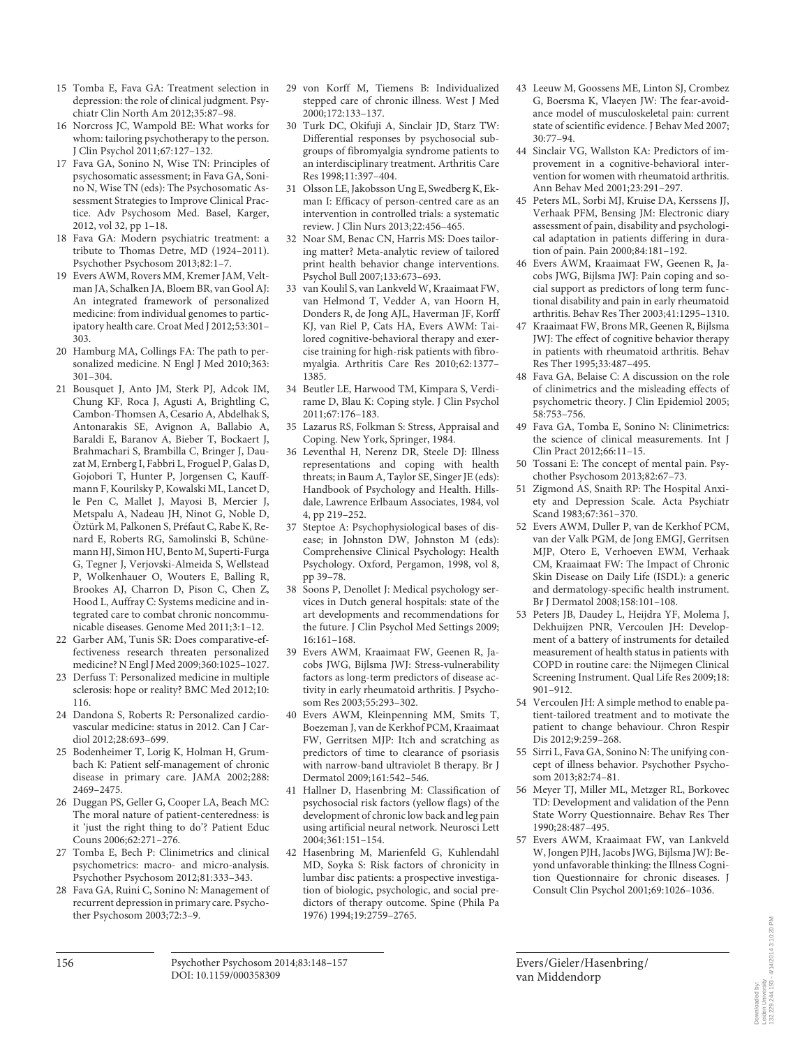15 Tomba E, Fava GA: Treatment selection in depression: the role of clinical judgment. Psychiatr Clin North Am 2012;35:87–98.

16 Norcross JC, Wampold BE: What works for whom: tailoring psychotherapy to the person. J Clin Psychol 2011;67:127–132.

17 Fava GA, Sonino N, Wise TN: Principles of psychosomatic assessment; in Fava GA, Sonino N, Wise TN (eds): The Psychosomatic Assessment Strategies to Improve Clinical Practice. Adv Psychosom Med. Basel, Karger, 2012, vol 32, pp 1–18.

18 Fava GA: Modern psychiatric treatment: a tribute to Thomas Detre, MD (1924–2011). Psychother Psychosom 2013;82:1–7.

19 Evers AWM, Rovers MM, Kremer JAM, Veltman JA, Schalken JA, Bloem BR, van Gool AJ: An integrated framework of personalized medicine: from individual genomes to participatory health care. Croat Med J 2012;53:301–303.

20 Hamburg MA, Collings FA: The path to personalized medicine. N Engl J Med 2010;363: 301–304.

21 Bousquet J, Anto JM, Sterk PJ, Adcok IM, Chung KF, Roca J, Agusti A, Brightling C, Cambon-Thomsen A, Cesario A, Abdelhak S, Antonarakis SE, Avignon A, Ballabio A, Baraldi E, Baranov A, Bieber T, Bockaert J, Brahmachari S, Brambilla C, Bringer J, Dauzat M, Ernberg I, Fabbri L, Froguel P, Galas D, Gojobori T, Hunter P, Jorgensen C, Kauffmann F, Kourilsky P, Kowalski ML, Lancet D, le Pen C, Mallet J, Mayosi B, Mercier J, Metspalu A, Nadeau JH, Ninot G, Noble D, Öztürk M, Palkonen S, Préfaut C, Rabe K, Renard E, Roberts RG, Samolinski B, Schünemann HJ, Simon HU, Bento M, Superti-Furga G, Tegner J, Verjovski-Almeida S, Wellstead P, Wolkenhauer O, Wouters E, Balling R, Brookes AJ, Charron D, Pison C, Chen Z, Hood L, Auffray C: Systems medicine and integrated care to combat chronic noncommunicable diseases. Genome Med 2011;3:1–12.

22 Garber AM, Tunis SR: Does comparative-effectiveness research threaten personalized medicine? N Engl J Med 2009;360:1025–1027.

23 Derfuss T: Personalized medicine in multiple sclerosis: hope or reality? BMC Med 2012;10: 116.

24 Dandona S, Roberts R: Personalized cardiovascular medicine: status in 2012. Can J Cardiol 2012;28:693–699.

25 Bodenheimer T, Lorig K, Holman H, Grumbach K: Patient self-management of chronic disease in primary care. JAMA 2002;288: 2469–2475.

26 Duggan PS, Geller G, Cooper LA, Beach MC: The moral nature of patient-centeredness: is it 'just the right thing to do'? Patient Educ Couns 2006;62:271–276.

27 Tomba E, Bech P: Clinimetrics and clinical psychometrics: macro- and micro-analysis. Psychother Psychosom 2012;81:333–343.

28 Fava GA, Ruini C, Sonino N: Management of recurrent depression in primary care. Psychother Psychosom 2003;72:3–9.

29 von Korff M, Tiemens B: Individualized stepped care of chronic illness. West J Med 2000;172:133–137.

30 Turk DC, Okifuji A, Sinclair JD, Starz TW: Differential responses by psychosocial subgroups of fibromyalgia syndrome patients to an interdisciplinary treatment. Arthritis Care Res 1998;11:397–404.

31 Olsson LE, Jakobsson Ung E, Swedberg K, Ekman I: Efficacy of person-centred care as an intervention in controlled trials: a systematic review. J Clin Nurs 2013;22:456–465.

32 Noar SM, Benac CN, Harris MS: Does tailoring matter? Meta-analytic review of tailored print health behavior change interventions. Psychol Bull 2007;133:673–693.

33 van Koulil S, van Lankveld W, Kraaimaat FW, van Helmond T, Vedder A, van Hoorn H, Donders R, de Jong AJL, Haverman JF, Korff KJ, van Riel P, Cats HA, Evers AWM: Tailored cognitive-behavioral therapy and exercise training for high-risk patients with fibromyalgia. Arthritis Care Res 2010;62:1377–1385.

34 Beutler LE, Harwood TM, Kimpara S, Verdirame D, Blau K: Coping style. J Clin Psychol 2011;67:176–183.

35 Lazarus RS, Folkman S: Stress, Appraisal and Coping. New York, Springer, 1984.

36 Leventhal H, Nerenz DR, Steele DJ: Illness representations and coping with health threats; in Baum A, Taylor SE, Singer JE (eds): Handbook of Psychology and Health. Hillsdale, Lawrence Erlbaum Associates, 1984, vol 4, pp 219–252.

37 Steptoe A: Psychophysiological bases of disease; in Johnston DW, Johnston M (eds): Comprehensive Clinical Psychology: Health Psychology. Oxford, Pergamon, 1998, vol 8, pp 39–78.

38 Soons P, Denollet J: Medical psychology services in Dutch general hospitals: state of the art developments and recommendations for the future. J Clin Psychol Med Settings 2009; 16:161–168.

39 Evers AWM, Kraaimaat FW, Geenen R, Jacobs JWG, Bijlsma JWJ: Stress-vulnerability factors as long-term predictors of disease activity in early rheumatoid arthritis. J Psychosom Res 2003;55:293–302.

40 Evers AWM, Kleinpenning MM, Smits T, Boezeman J, van de Kerkhof PCM, Kraaimaat FW, Gerritsen MJP: Itch and scratching as predictors of time to clearance of psoriasis with narrow-band ultraviolet B therapy. Br J Dermatol 2009;161:542–546.

41 Hallner D, Hasenbring M: Classification of psychosocial risk factors (yellow flags) of the development of chronic low back and leg pain using artificial neural network. Neurosci Lett 2004;361:151–154.

42 Hasenbring M, Marienfeld G, Kuhlendahl MD, Soyka S: Risk factors of chronicity in lumbar disc patients: a prospective investigation of biologic, psychologic, and social predictors of therapy outcome. Spine (Phila Pa 1976) 1994;19:2759–2765.

43 Leeuw M, Goossens ME, Linton SJ, Crombez G, Boersma K, Vlaeyen JW: The fear-avoidance model of musculoskeletal pain: current state of scientific evidence. J Behav Med 2007; 30:77–94.

44 Sinclair VG, Wallston KA: Predictors of improvement in a cognitive-behavioral intervention for women with rheumatoid arthritis. Ann Behav Med 2001;23:291–297.

45 Peters ML, Sorbi MJ, Kruise DA, Kerssens JJ, Verhaak PFM, Bensing JM: Electronic diary assessment of pain, disability and psychological adaptation in patients differing in duration of pain. Pain 2000;84:181–192.

46 Evers AWM, Kraaimaat FW, Geenen R, Jacobs JWG, Bijlsma JWJ: Pain coping and social support as predictors of long term functional disability and pain in early rheumatoid arthritis. Behav Res Ther 2003;41:1295–1310.

47 Kraaimaat FW, Brons MR, Geenen R, Bijlsma JWJ: The effect of cognitive behavior therapy in patients with rheumatoid arthritis. Behav Res Ther 1995;33:487–495.

48 Fava GA, Belaise C: A discussion on the role of clinimetrics and the misleading effects of psychometric theory. J Clin Epidemiol 2005; 58:753–756.

49 Fava GA, Tomba E, Sonino N: Clinimetrics: the science of clinical measurements. Int J Clin Pract 2012;66:11–15.

50 Tossani E: The concept of mental pain. Psychother Psychosom 2013;82:67–73.

51 Zigmond AS, Snaith RP: The Hospital Anxiety and Depression Scale. Acta Psychiatr Scand 1983;67:361–370.

52 Evers AWM, Duller P, van de Kerkhof PCM, van der Valk PGM, de Jong EMGJ, Gerritsen MJP, Otero E, Verhoeven EWM, Verhaak CM, Kraaimaat FW: The Impact of Chronic Skin Disease on Daily Life (ISDL): a generic and dermatology-specific health instrument. Br J Dermatol 2008;158:101–108.

53 Peters JB, Daudey L, Heijdra YF, Molema J, Dekhuijzen PNR, Vercoulen JH: Development of a battery of instruments for detailed measurement of health status in patients with COPD in routine care: the Nijmegen Clinical Screening Instrument. Qual Life Res 2009;18: 901–912.

54 Vercoulen JH: A simple method to enable patient-tailored treatment and to motivate the patient to change behaviour. Chron Respir Dis 2012;9:259–268.

55 Sirri L, Fava GA, Sonino N: The unifying concept of illness behavior. Psychother Psychosom 2013;82:74–81.

56 Meyer TJ, Miller ML, Metzger RL, Borkovec TD: Development and validation of the Penn State Worry Questionnaire. Behav Res Ther 1990;28:487–495.

57 Evers AWM, Kraaimaat FW, van Lankveld W, Jongen PJH, Jacobs JWG, Bijlsma JWJ: Beyond unfavorable thinking: the Illness Cognition Questionnaire for chronic diseases. J Consult Clin Psychol 2001;69:1026–1036.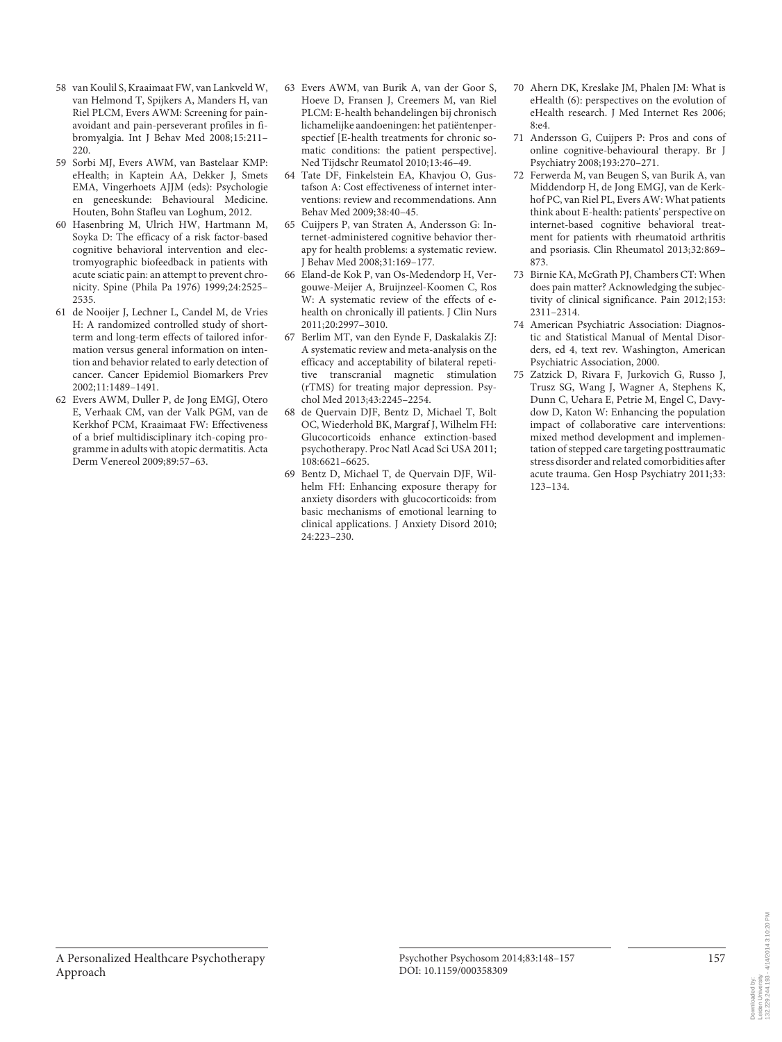58 van Koulil S, Kraaimaat FW, van Lankveld W, van Helmond T, Spijkers A, Manders H, van Riel PLCM, Evers AWM: Screening for pain-avoidant and pain-perseverant profiles in fibromyalgia. Int J Behav Med 2008;15:211–220.

59 Sorbi MJ, Evers AWM, van Bastelaar KMP: eHealth; in Kaptein AA, Dekker J, Smets EMA, Vingerhoets AJJM (eds): Psychologie en geneeskunde: Behavioural Medicine. Houten, Bohn Stafleu van Loghum, 2012.

60 Hasenbring M, Ulrich HW, Hartmann M, Soyka D: The efficacy of a risk factor-based cognitive behavioral intervention and electromyographic biofeedback in patients with acute sciatic pain: an attempt to prevent chronicity. Spine (Phila Pa 1976) 1999;24:2525–2535.

61 de Nooijer J, Lechner L, Candel M, de Vries H: A randomized controlled study of short-term and long-term effects of tailored information versus general information on intention and behavior related to early detection of cancer. Cancer Epidemiol Biomarkers Prev 2002;11:1489–1491.

62 Evers AWM, Duller P, de Jong EMGJ, Otero E, Verhaak CM, van der Valk PGM, van de Kerkhof PCM, Kraaimaat FW: Effectiveness of a brief multidisciplinary itch-coping programme in adults with atopic dermatitis. Acta Derm Venereol 2009;89:57–63.

63 Evers AWM, van Burik A, van der Goor S, Hoeve D, Fransen J, Creemers M, van Riel PLCM: E-health behandelingen bij chronisch lichamelijke aandoeningen: het patiëntenperspectief [E-health treatments for chronic somatic conditions: the patient perspective]. Ned Tijdschr Reumatol 2010;13:46–49.

64 Tate DF, Finkelstein EA, Khavjou O, Gustafson A: Cost effectiveness of internet interventions: review and recommendations. Ann Behav Med 2009;38:40–45.

65 Cuijpers P, van Straten A, Andersson G: Internet-administered cognitive behavior therapy for health problems: a systematic review. J Behav Med 2008;31:169–177.

66 Eland-de Kok P, van Os-Medendorp H, Vergouwe-Meijer A, Bruijnzeel-Koomen C, Ros W: A systematic review of the effects of e-health on chronically ill patients. J Clin Nurs 2011;20:2997–3010.

67 Berlim MT, van den Eynde F, Daskalakis ZJ: A systematic review and meta-analysis on the efficacy and acceptability of bilateral repetitive transcranial magnetic stimulation (rTMS) for treating major depression. Psychol Med 2013;43:2245–2254.

68 de Quervain DJF, Bentz D, Michael T, Bolt OC, Wiederhold BK, Margraf J, Wilhelm FH: Glucocorticoids enhance extinction-based psychotherapy. Proc Natl Acad Sci USA 2011;108:6621–6625.

69 Bentz D, Michael T, de Quervain DJF, Wilhelm FH: Enhancing exposure therapy for anxiety disorders with glucocorticoids: from basic mechanisms of emotional learning to clinical applications. J Anxiety Disord 2010;24:223–230.

70 Ahern DK, Kreslake JM, Phalen JM: What is eHealth (6): perspectives on the evolution of eHealth research. J Med Internet Res 2006;8:e4.

71 Andersson G, Cuijpers P: Pros and cons of online cognitive-behavioural therapy. Br J Psychiatry 2008;193:270–271.

72 Ferwerda M, van Beugen S, van Burik A, van Middendorp H, de Jong EMGJ, van de Kerkhof PC, van Riel PL, Evers AW: What patients think about E-health: patients' perspective on internet-based cognitive behavioral treatment for patients with rheumatoid arthritis and psoriasis. Clin Rheumatol 2013;32:869–873.

73 Birnie KA, McGrath PJ, Chambers CT: When does pain matter? Acknowledging the subjectivity of clinical significance. Pain 2012;153:2311–2314.

74 American Psychiatric Association: Diagnostic and Statistical Manual of Mental Disorders, ed 4, text rev. Washington, American Psychiatric Association, 2000.

75 Zatzick D, Rivara F, Jurkovich G, Russo J, Trusz SG, Wang J, Wagner A, Stephens K, Dunn C, Uehara E, Petrie M, Engel C, Davydow D, Katon W: Enhancing the population impact of collaborative care interventions: mixed method development and implementation of stepped care targeting posttraumatic stress disorder and related comorbidities after acute trauma. Gen Hosp Psychiatry 2011;33:123–134.